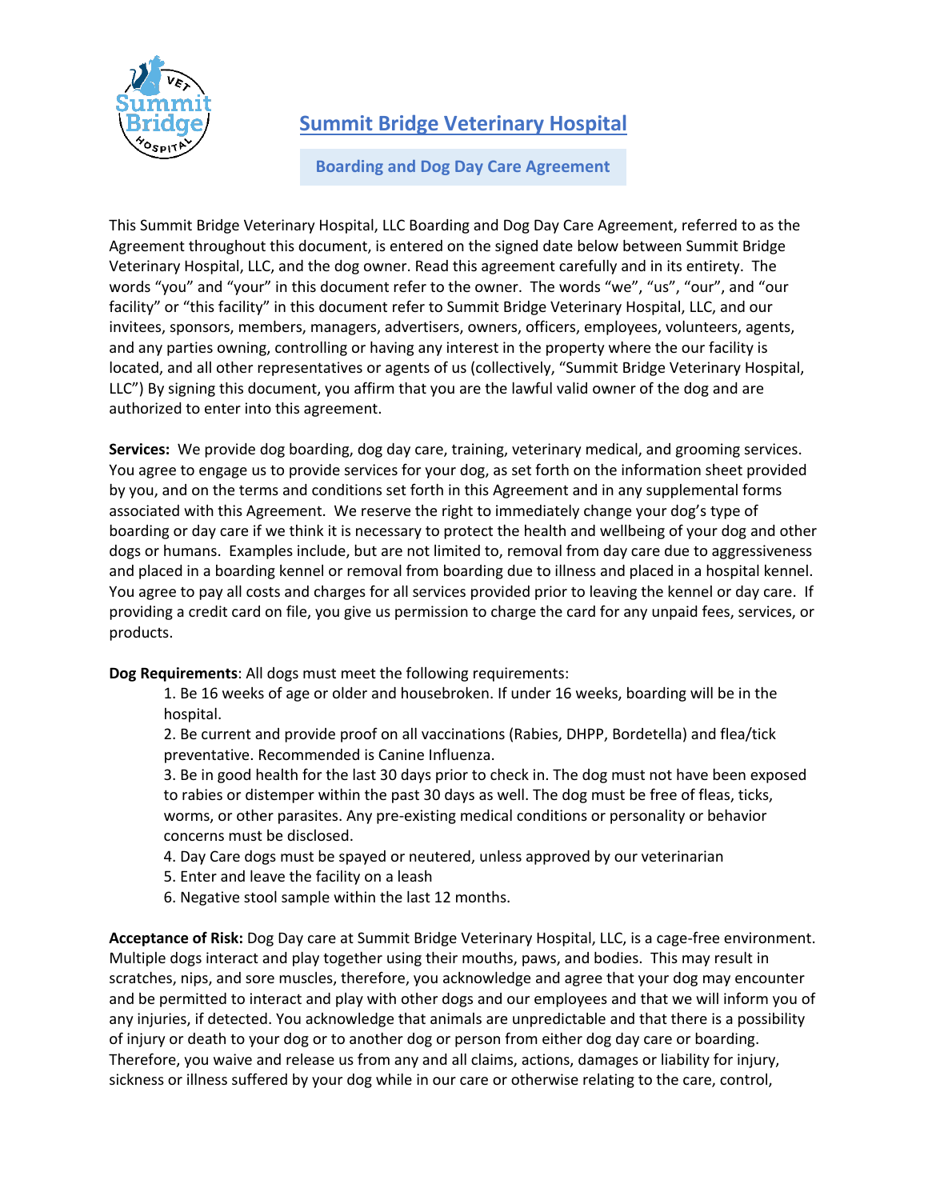# Summit Bridge Veterinary Hospital

## Boarding and Dog Day Care Agreement

This Summit Bridge Veterinary Hospital, LLC Boarding and Dog Day Care Agreement, referred to as the Agreement throughout this document, is entered on the signed date below between Summit Bridge Veterinary Hospital, LLC, and the dog owner. Read this agreement carefully and in its entirety. The words "you" and "your" in this document refer to the owner. The words "we", "us", "our", and "our facility" or "this facility" in this document refer to Summit Bridge Veterinary Hospital, LLC, and our invitees, sponsors, members, managers, advertisers, owners, officers, employees, volunteers, agents, and any parties owning, controlling or having any interest in the property where the our facility is located, and all other representatives or agents of us (collectively, "Summit Bridge Veterinary Hospital, LLC") By signing this document, you affirm that you are the lawful valid owner of the dog and are authorized to enter into this agreement.

**Services:** We provide dog boarding, dog day care, training, veterinary medical, and grooming services. You agree to engage us to provide services for your dog, as set forth on the information sheet provided by you, and on the terms and conditions set forth in this Agreement and in any supplemental forms associated with this Agreement. We reserve the right to immediately change your dog's type of boarding or day care if we think it is necessary to protect the health and wellbeing of your dog and other dogs or humans. Examples include, but are not limited to, removal from day care due to aggressiveness and placed in a boarding kennel or removal from boarding due to illness and placed in a hospital kennel. You agree to pay all costs and charges for all services provided prior to leaving the kennel or day care. If providing a credit card on file, you give us permission to charge the card for any unpaid fees, services, or products.

**Dog Requirements**: All dogs must meet the following requirements:

1. Be 16 weeks of age or older and housebroken. If under 16 weeks, boarding will be in the hospital.
2. Be current and provide proof on all vaccinations (Rabies, DHPP, Bordetella) and flea/tick preventative. Recommended is Canine Influenza.
3. Be in good health for the last 30 days prior to check in. The dog must not have been exposed to rabies or distemper within the past 30 days as well. The dog must be free of fleas, ticks, worms, or other parasites. Any pre-existing medical conditions or personality or behavior concerns must be disclosed.
4. Day Care dogs must be spayed or neutered, unless approved by our veterinarian
5. Enter and leave the facility on a leash
6. Negative stool sample within the last 12 months.

**Acceptance of Risk:** Dog Day care at Summit Bridge Veterinary Hospital, LLC, is a cage-free environment. Multiple dogs interact and play together using their mouths, paws, and bodies. This may result in scratches, nips, and sore muscles, therefore, you acknowledge and agree that your dog may encounter and be permitted to interact and play with other dogs and our employees and that we will inform you of any injuries, if detected. You acknowledge that animals are unpredictable and that there is a possibility of injury or death to your dog or to another dog or person from either dog day care or boarding. Therefore, you waive and release us from any and all claims, actions, damages or liability for injury, sickness or illness suffered by your dog while in our care or otherwise relating to the care, control,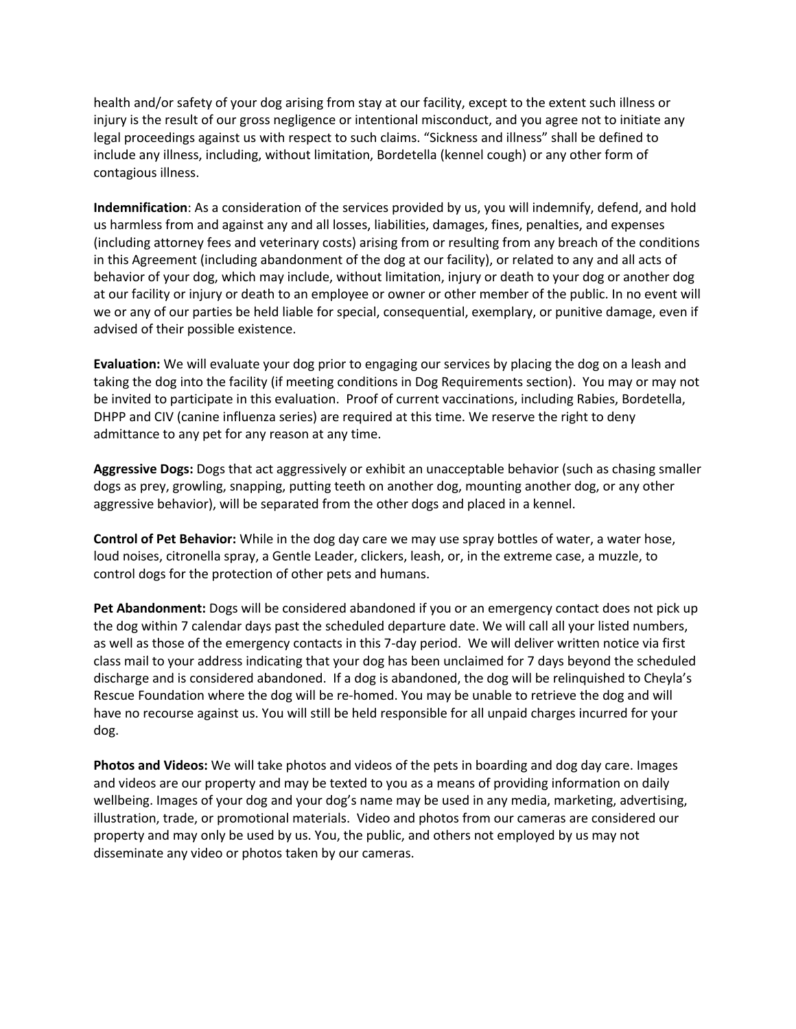health and/or safety of your dog arising from stay at our facility, except to the extent such illness or injury is the result of our gross negligence or intentional misconduct, and you agree not to initiate any legal proceedings against us with respect to such claims. “Sickness and illness” shall be defined to include any illness, including, without limitation, Bordetella (kennel cough) or any other form of contagious illness.

**Indemnification**: As a consideration of the services provided by us, you will indemnify, defend, and hold us harmless from and against any and all losses, liabilities, damages, fines, penalties, and expenses (including attorney fees and veterinary costs) arising from or resulting from any breach of the conditions in this Agreement (including abandonment of the dog at our facility), or related to any and all acts of behavior of your dog, which may include, without limitation, injury or death to your dog or another dog at our facility or injury or death to an employee or owner or other member of the public. In no event will we or any of our parties be held liable for special, consequential, exemplary, or punitive damage, even if advised of their possible existence.

**Evaluation:** We will evaluate your dog prior to engaging our services by placing the dog on a leash and taking the dog into the facility (if meeting conditions in Dog Requirements section). You may or may not be invited to participate in this evaluation. Proof of current vaccinations, including Rabies, Bordetella, DHPP and CIV (canine influenza series) are required at this time. We reserve the right to deny admittance to any pet for any reason at any time.

**Aggressive Dogs:** Dogs that act aggressively or exhibit an unacceptable behavior (such as chasing smaller dogs as prey, growling, snapping, putting teeth on another dog, mounting another dog, or any other aggressive behavior), will be separated from the other dogs and placed in a kennel.

**Control of Pet Behavior:** While in the dog day care we may use spray bottles of water, a water hose, loud noises, citronella spray, a Gentle Leader, clickers, leash, or, in the extreme case, a muzzle, to control dogs for the protection of other pets and humans.

**Pet Abandonment:** Dogs will be considered abandoned if you or an emergency contact does not pick up the dog within 7 calendar days past the scheduled departure date. We will call all your listed numbers, as well as those of the emergency contacts in this 7-day period. We will deliver written notice via first class mail to your address indicating that your dog has been unclaimed for 7 days beyond the scheduled discharge and is considered abandoned. If a dog is abandoned, the dog will be relinquished to Cheyla's Rescue Foundation where the dog will be re-homed. You may be unable to retrieve the dog and will have no recourse against us. You will still be held responsible for all unpaid charges incurred for your dog.

**Photos and Videos:** We will take photos and videos of the pets in boarding and dog day care. Images and videos are our property and may be texted to you as a means of providing information on daily wellbeing. Images of your dog and your dog's name may be used in any media, marketing, advertising, illustration, trade, or promotional materials. Video and photos from our cameras are considered our property and may only be used by us. You, the public, and others not employed by us may not disseminate any video or photos taken by our cameras.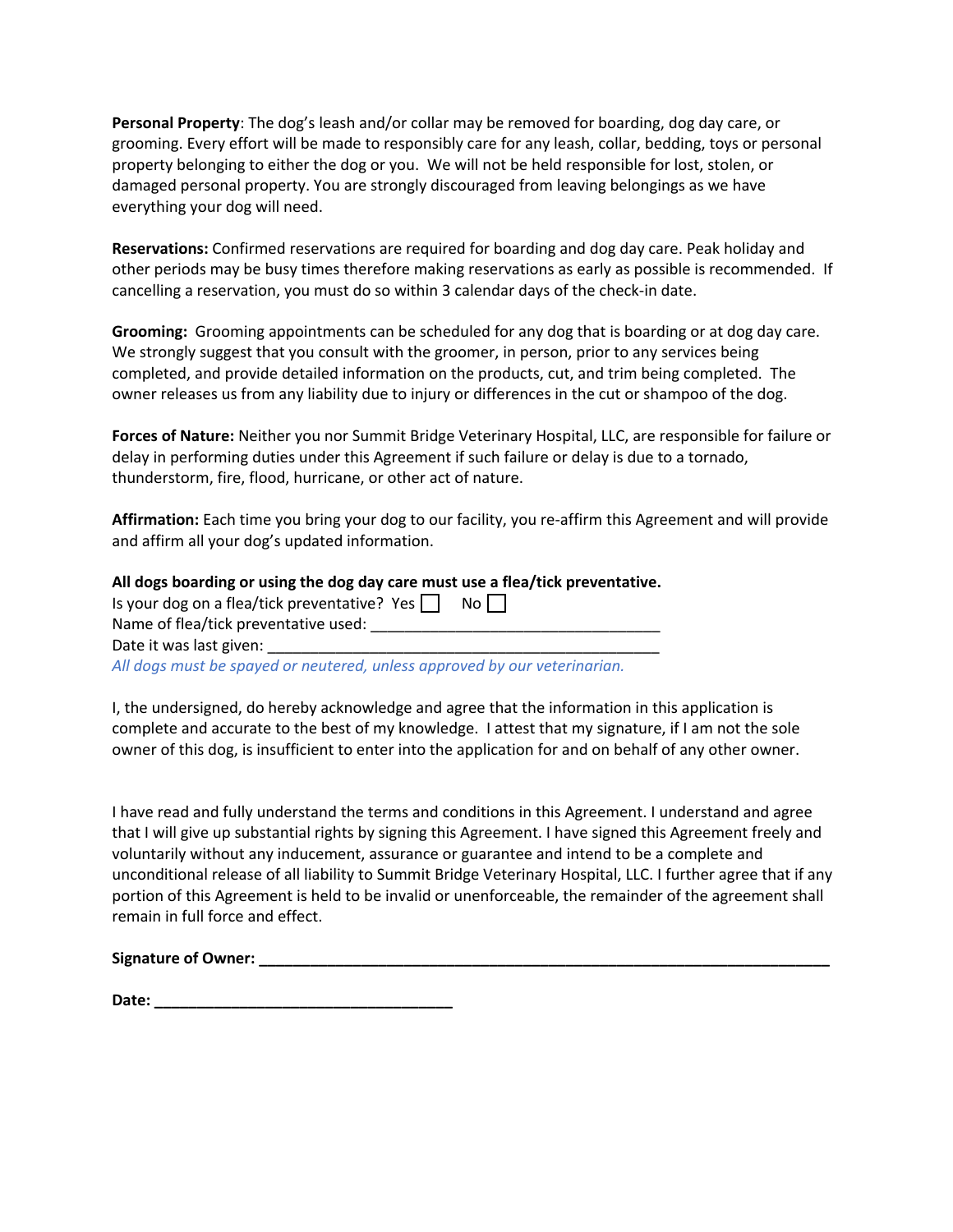**Personal Property**: The dog's leash and/or collar may be removed for boarding, dog day care, or grooming. Every effort will be made to responsibly care for any leash, collar, bedding, toys or personal property belonging to either the dog or you. We will not be held responsible for lost, stolen, or damaged personal property. You are strongly discouraged from leaving belongings as we have everything your dog will need.

**Reservations:** Confirmed reservations are required for boarding and dog day care. Peak holiday and other periods may be busy times therefore making reservations as early as possible is recommended. If cancelling a reservation, you must do so within 3 calendar days of the check-in date.

**Grooming:** Grooming appointments can be scheduled for any dog that is boarding or at dog day care. We strongly suggest that you consult with the groomer, in person, prior to any services being completed, and provide detailed information on the products, cut, and trim being completed. The owner releases us from any liability due to injury or differences in the cut or shampoo of the dog.

**Forces of Nature:** Neither you nor Summit Bridge Veterinary Hospital, LLC, are responsible for failure or delay in performing duties under this Agreement if such failure or delay is due to a tornado, thunderstorm, fire, flood, hurricane, or other act of nature.

**Affirmation:** Each time you bring your dog to our facility, you re-affirm this Agreement and will provide and affirm all your dog's updated information.

**All dogs boarding or using the dog day care must use a flea/tick preventative.**

Is your dog on a flea/tick preventative? Yes ☐ No ☐

Name of flea/tick preventative used: ___________________________________

Date it was last given: ______________________________________________

*All dogs must be spayed or neutered, unless approved by our veterinarian.*

I, the undersigned, do hereby acknowledge and agree that the information in this application is complete and accurate to the best of my knowledge. I attest that my signature, if I am not the sole owner of this dog, is insufficient to enter into the application for and on behalf of any other owner.

I have read and fully understand the terms and conditions in this Agreement. I understand and agree that I will give up substantial rights by signing this Agreement. I have signed this Agreement freely and voluntarily without any inducement, assurance or guarantee and intend to be a complete and unconditional release of all liability to Summit Bridge Veterinary Hospital, LLC. I further agree that if any portion of this Agreement is held to be invalid or unenforceable, the remainder of the agreement shall remain in full force and effect.

**Signature of Owner: ____________________________________________________________________**

**Date: ____________________________________**